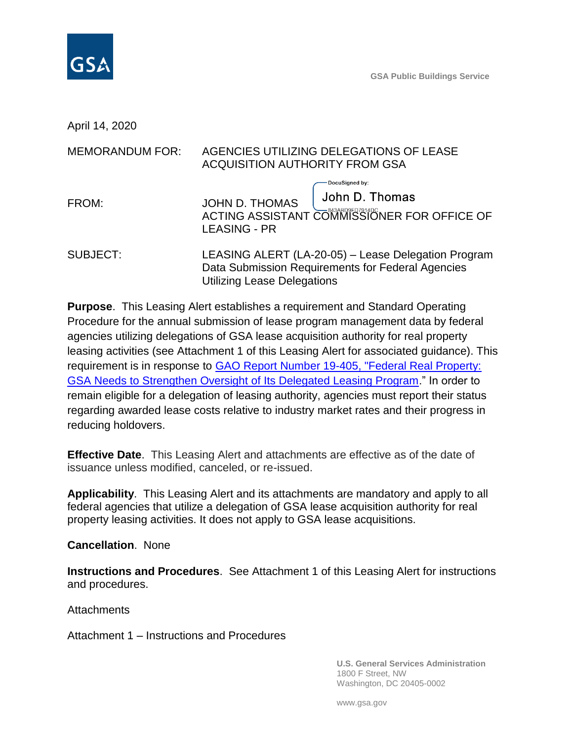GSA Public Buildings Service

April 14, 2020

MEMORANDUM FOR: AGENCIES UTILIZING DELEGATIONS OF LEASE ACQUISITION AUTHORITY FROM GSA

FROM: JOHN D. THOMAS
ACTING ASSISTANT COMMISSIONER FOR OFFICE OF LEASING - PR

DocuSigned by: John D. Thomas
843ABD9FD7914DC

SUBJECT: LEASING ALERT (LA-20-05) – Lease Delegation Program Data Submission Requirements for Federal Agencies Utilizing Lease Delegations

**Purpose**. This Leasing Alert establishes a requirement and Standard Operating Procedure for the annual submission of lease program management data by federal agencies utilizing delegations of GSA lease acquisition authority for real property leasing activities (see Attachment 1 of this Leasing Alert for associated guidance). This requirement is in response to GAO Report Number 19-405, "Federal Real Property: GSA Needs to Strengthen Oversight of Its Delegated Leasing Program." In order to remain eligible for a delegation of leasing authority, agencies must report their status regarding awarded lease costs relative to industry market rates and their progress in reducing holdovers.

**Effective Date**. This Leasing Alert and attachments are effective as of the date of issuance unless modified, canceled, or re-issued.

**Applicability**. This Leasing Alert and its attachments are mandatory and apply to all federal agencies that utilize a delegation of GSA lease acquisition authority for real property leasing activities. It does not apply to GSA lease acquisitions.

**Cancellation**. None

**Instructions and Procedures**. See Attachment 1 of this Leasing Alert for instructions and procedures.

Attachments

Attachment 1 – Instructions and Procedures

U.S. General Services Administration
1800 F Street, NW
Washington, DC 20405-0002

www.gsa.gov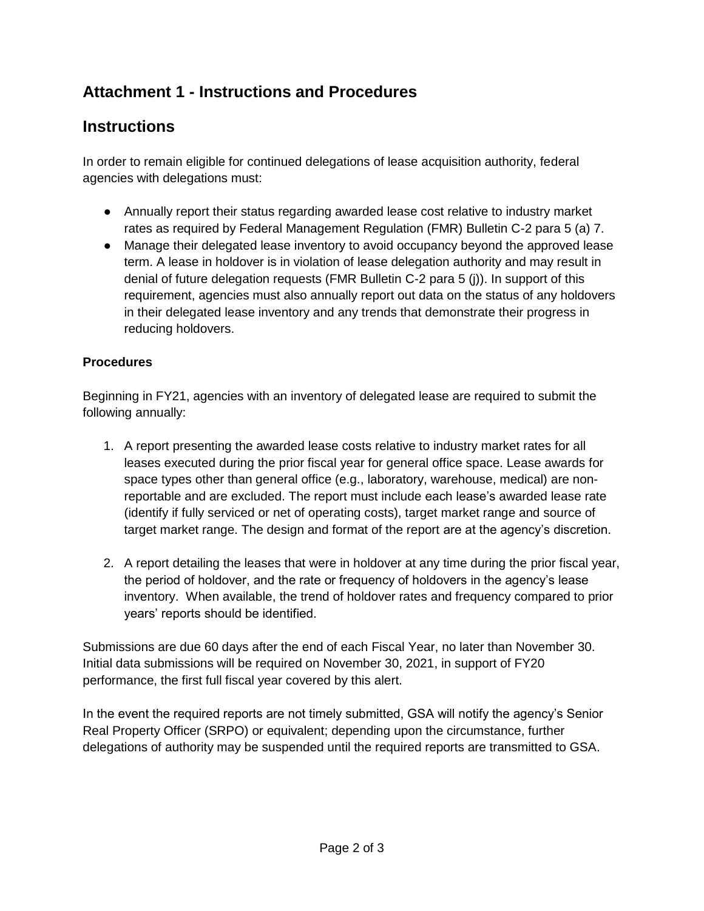## Attachment 1 - Instructions and Procedures

## Instructions

In order to remain eligible for continued delegations of lease acquisition authority, federal agencies with delegations must:

- Annually report their status regarding awarded lease cost relative to industry market rates as required by Federal Management Regulation (FMR) Bulletin C-2 para 5 (a) 7.
- Manage their delegated lease inventory to avoid occupancy beyond the approved lease term. A lease in holdover is in violation of lease delegation authority and may result in denial of future delegation requests (FMR Bulletin C-2 para 5 (j)). In support of this requirement, agencies must also annually report out data on the status of any holdovers in their delegated lease inventory and any trends that demonstrate their progress in reducing holdovers.

### Procedures

Beginning in FY21, agencies with an inventory of delegated lease are required to submit the following annually:

1. A report presenting the awarded lease costs relative to industry market rates for all leases executed during the prior fiscal year for general office space. Lease awards for space types other than general office (e.g., laboratory, warehouse, medical) are non-reportable and are excluded. The report must include each lease's awarded lease rate (identify if fully serviced or net of operating costs), target market range and source of target market range. The design and format of the report are at the agency's discretion.

2. A report detailing the leases that were in holdover at any time during the prior fiscal year, the period of holdover, and the rate or frequency of holdovers in the agency's lease inventory. When available, the trend of holdover rates and frequency compared to prior years' reports should be identified.

Submissions are due 60 days after the end of each Fiscal Year, no later than November 30. Initial data submissions will be required on November 30, 2021, in support of FY20 performance, the first full fiscal year covered by this alert.

In the event the required reports are not timely submitted, GSA will notify the agency's Senior Real Property Officer (SRPO) or equivalent; depending upon the circumstance, further delegations of authority may be suspended until the required reports are transmitted to GSA.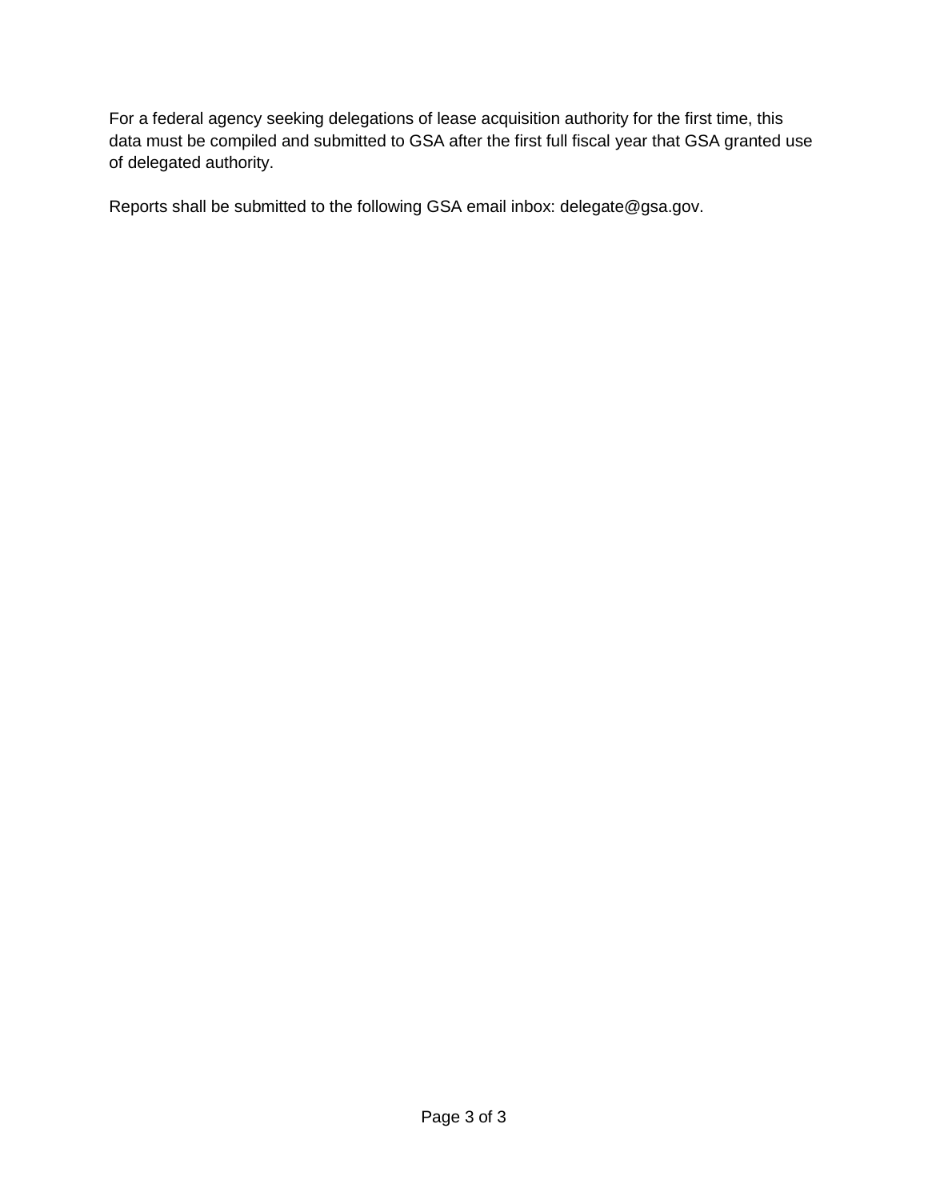For a federal agency seeking delegations of lease acquisition authority for the first time, this data must be compiled and submitted to GSA after the first full fiscal year that GSA granted use of delegated authority.

Reports shall be submitted to the following GSA email inbox: delegate@gsa.gov.